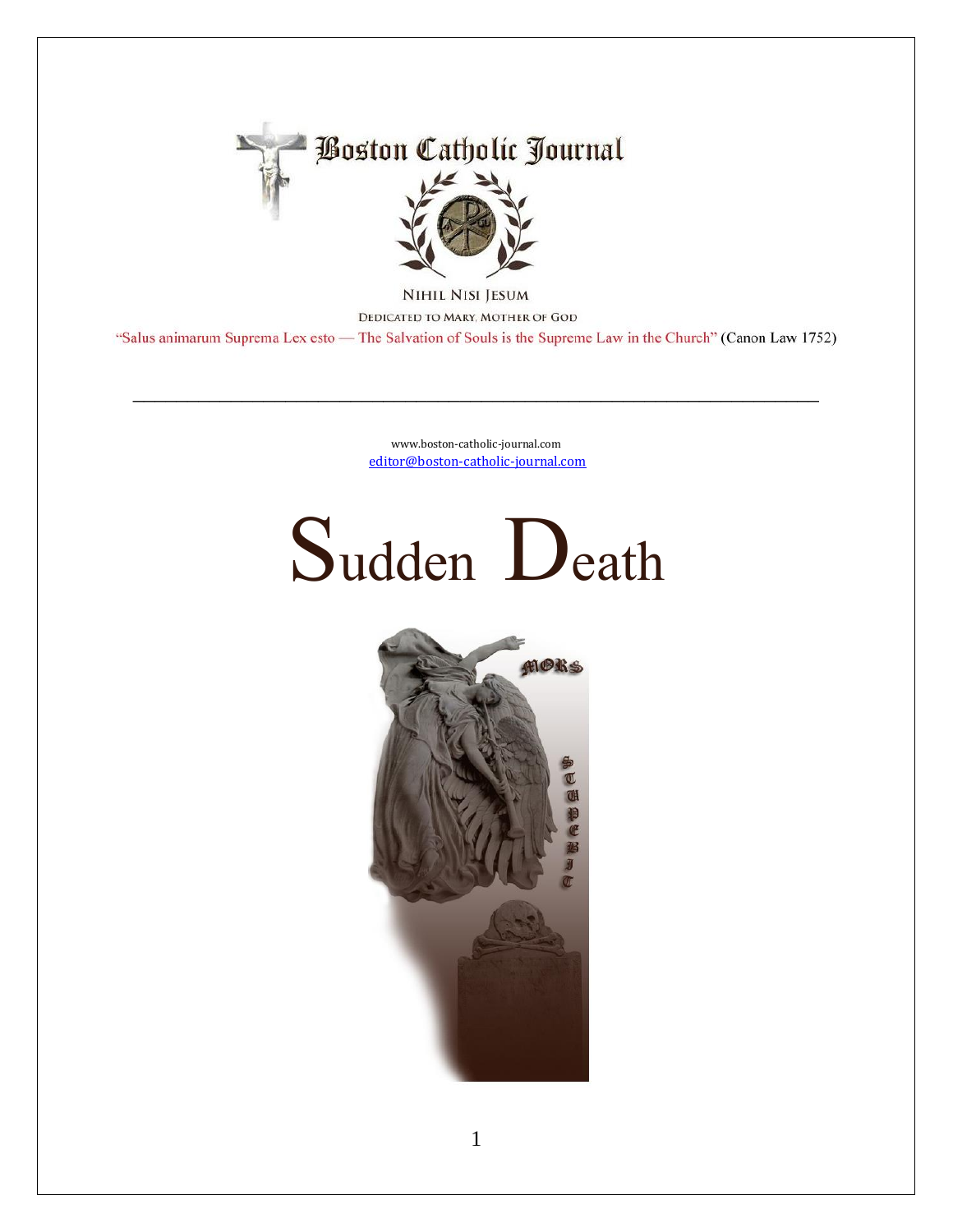Boston Catholic Journal

NIHIL NISI JESUM

DEDICATED TO MARY, MOTHER OF GOD

"Salus animarum Suprema Lex esto — The Salvation of Souls is the Supreme Law in the Church" (Canon Law 1752)

---

www.boston-catholic-journal.com

editor@boston-catholic-journal.com

# Sudden Death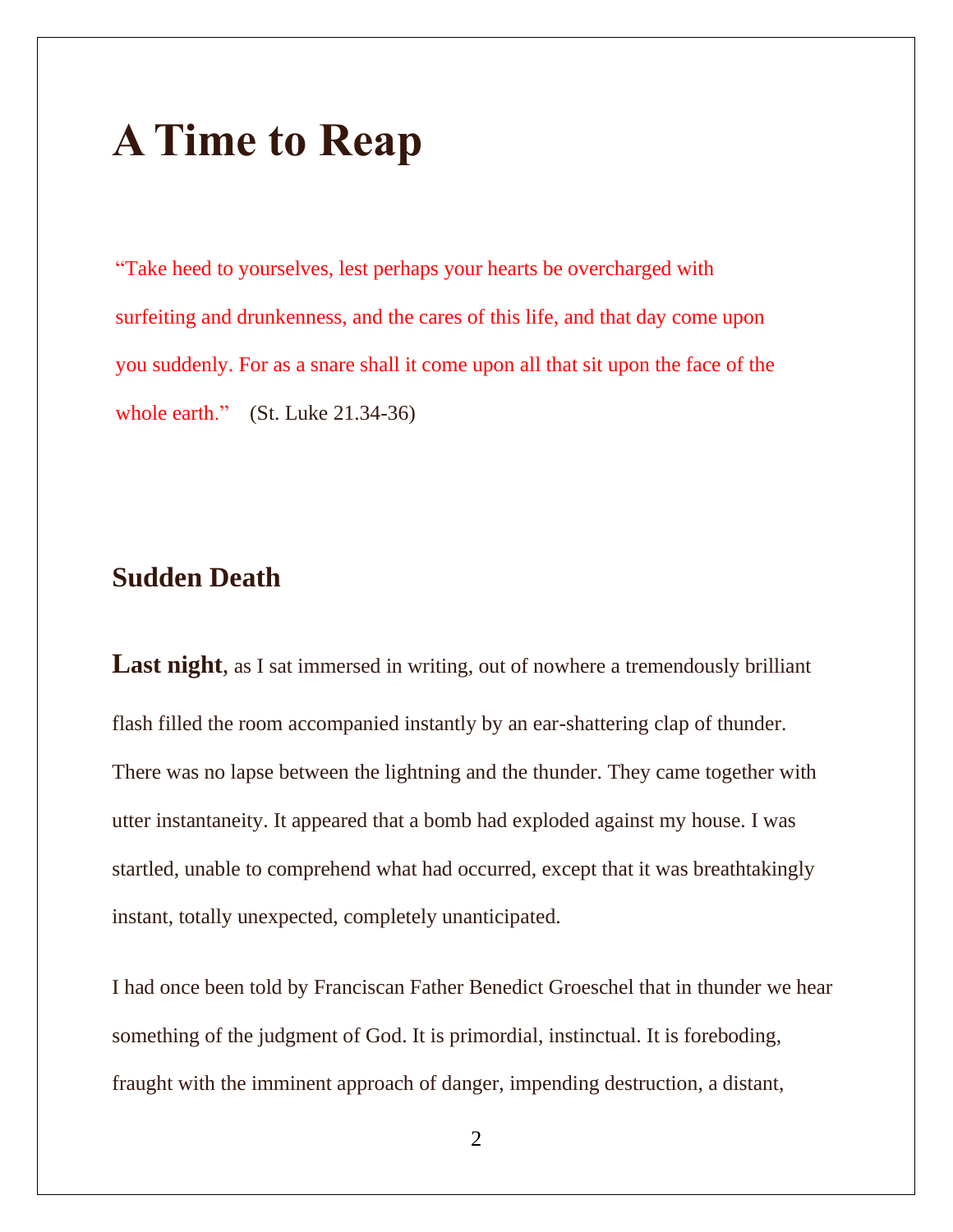# A Time to Reap

"Take heed to yourselves, lest perhaps your hearts be overcharged with surfeiting and drunkenness, and the cares of this life, and that day come upon you suddenly. For as a snare shall it come upon all that sit upon the face of the whole earth." (St. Luke 21.34-36)

## Sudden Death

**Last night**, as I sat immersed in writing, out of nowhere a tremendously brilliant flash filled the room accompanied instantly by an ear-shattering clap of thunder. There was no lapse between the lightning and the thunder. They came together with utter instantaneity. It appeared that a bomb had exploded against my house. I was startled, unable to comprehend what had occurred, except that it was breathtakingly instant, totally unexpected, completely unanticipated.

I had once been told by Franciscan Father Benedict Groeschel that in thunder we hear something of the judgment of God. It is primordial, instinctual. It is foreboding, fraught with the imminent approach of danger, impending destruction, a distant,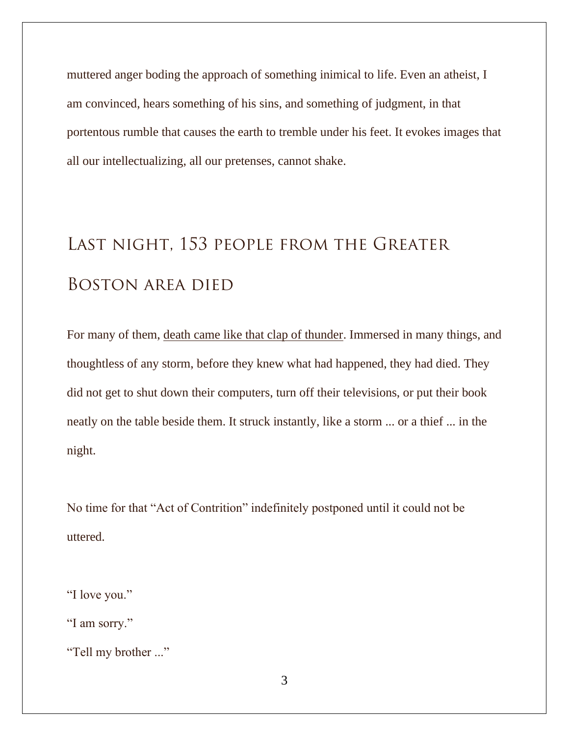muttered anger boding the approach of something inimical to life. Even an atheist, I am convinced, hears something of his sins, and something of judgment, in that portentous rumble that causes the earth to tremble under his feet. It evokes images that all our intellectualizing, all our pretenses, cannot shake.

## Last night, 153 people from the Greater Boston area died

For many of them, <u>death came like that clap of thunder</u>. Immersed in many things, and thoughtless of any storm, before they knew what had happened, they had died. They did not get to shut down their computers, turn off their televisions, or put their book neatly on the table beside them. It struck instantly, like a storm ... or a thief ... in the night.

No time for that "Act of Contrition" indefinitely postponed until it could not be uttered.

"I love you."
"I am sorry."
"Tell my brother ..."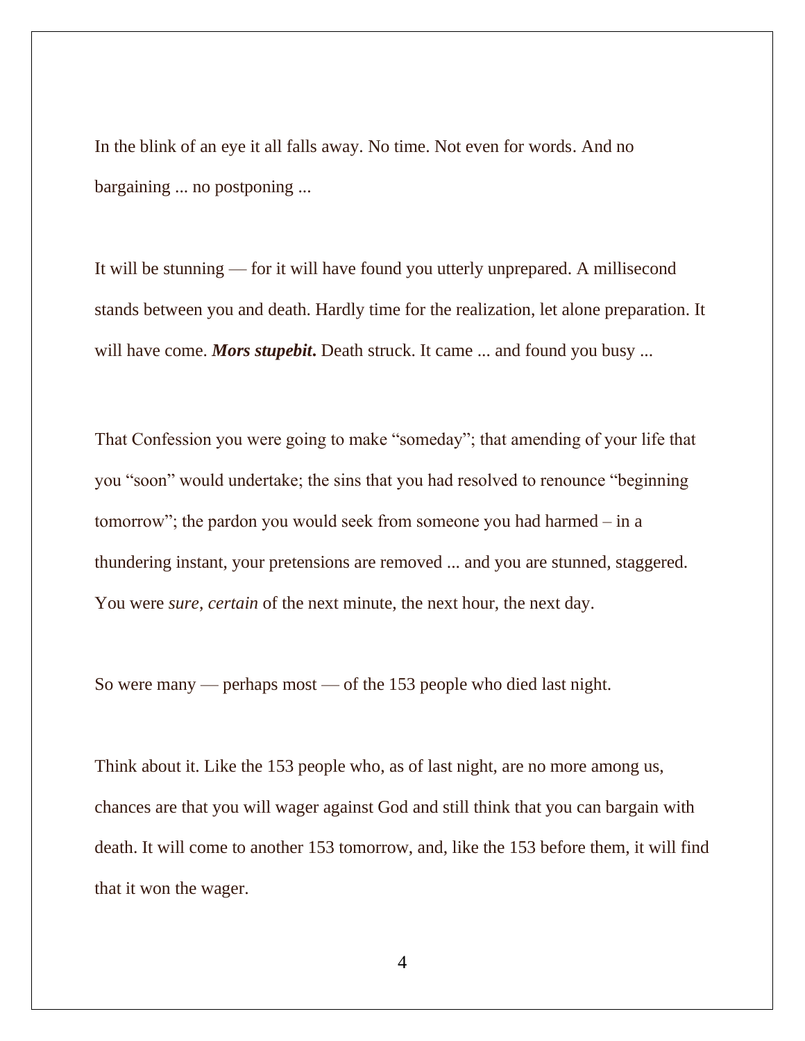In the blink of an eye it all falls away. No time. Not even for words. And no bargaining ... no postponing ...

It will be stunning — for it will have found you utterly unprepared. A millisecond stands between you and death. Hardly time for the realization, let alone preparation. It will have come. ***Mors stupebit.*** Death struck. It came ... and found you busy ...

That Confession you were going to make "someday"; that amending of your life that you "soon" would undertake; the sins that you had resolved to renounce "beginning tomorrow"; the pardon you would seek from someone you had harmed – in a thundering instant, your pretensions are removed ... and you are stunned, staggered. You were *sure*, *certain* of the next minute, the next hour, the next day.

So were many — perhaps most — of the 153 people who died last night.

Think about it. Like the 153 people who, as of last night, are no more among us, chances are that you will wager against God and still think that you can bargain with death. It will come to another 153 tomorrow, and, like the 153 before them, it will find that it won the wager.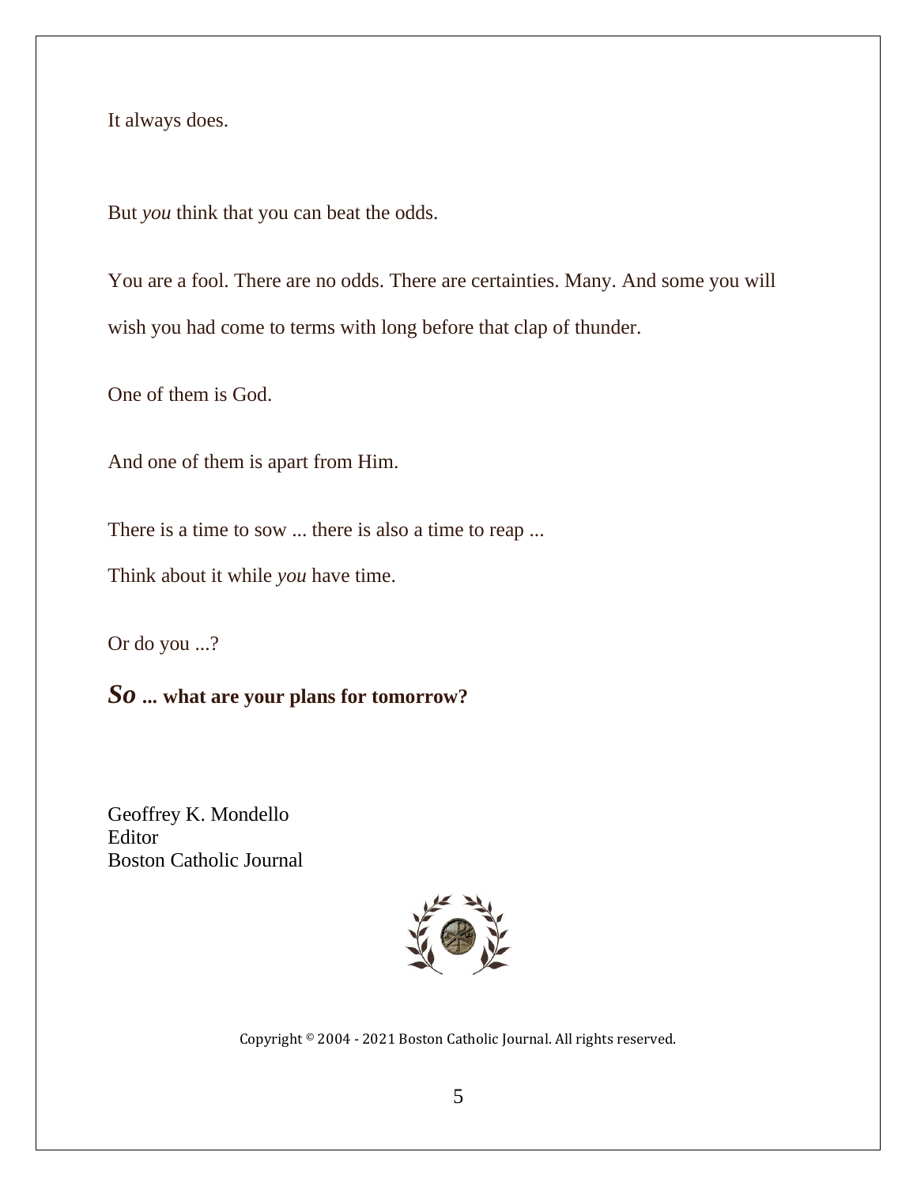It always does.

But *you* think that you can beat the odds.

You are a fool. There are no odds. There are certainties. Many. And some you will wish you had come to terms with long before that clap of thunder.

One of them is God.

And one of them is apart from Him.

There is a time to sow ... there is also a time to reap ...

Think about it while *you* have time.

Or do you ...?

***So*** **... what are your plans for tomorrow?**

Geoffrey K. Mondello
Editor
Boston Catholic Journal

Copyright © 2004 - 2021 Boston Catholic Journal. All rights reserved.